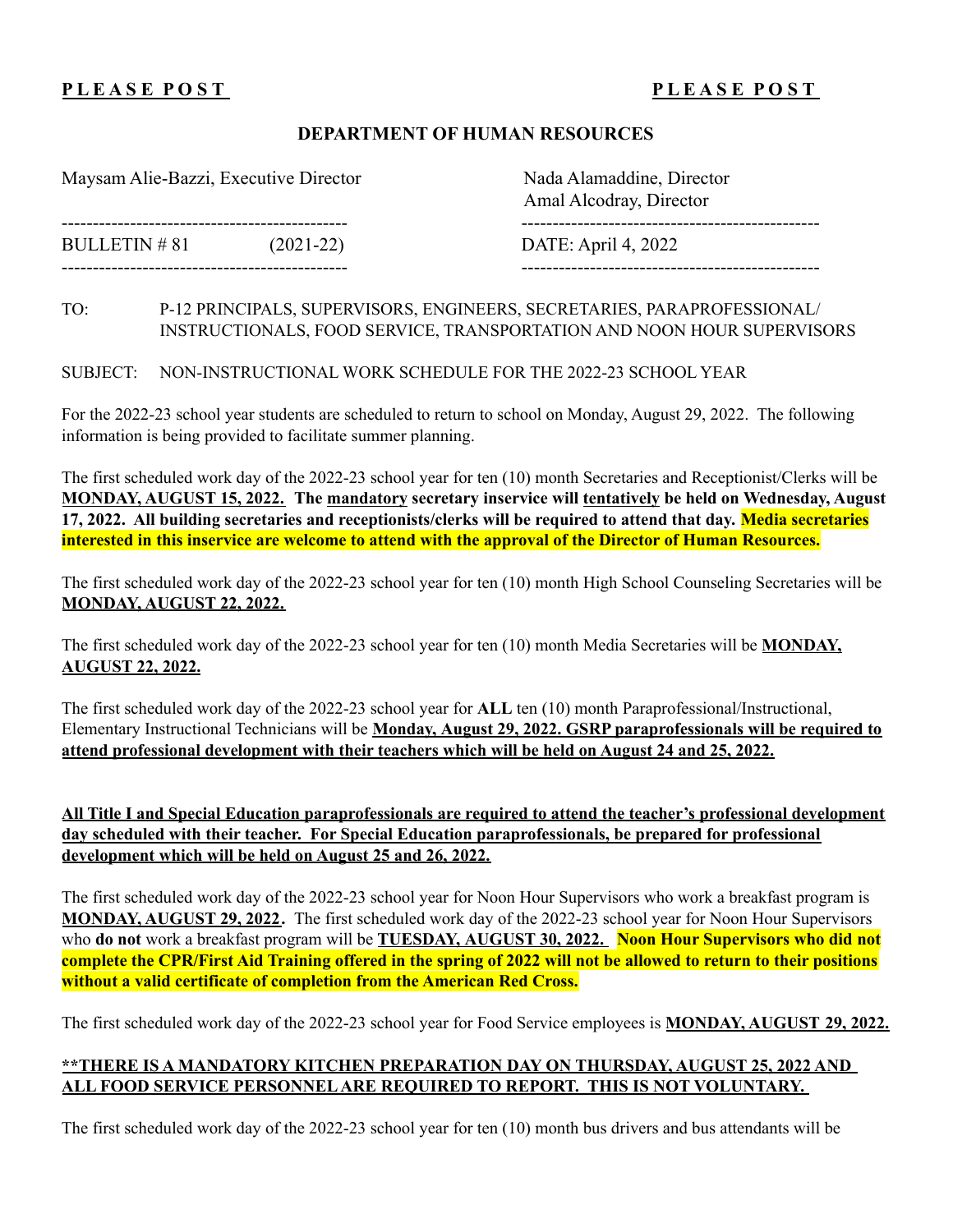**PLEASE POST** **PLEASE POST**

## DEPARTMENT OF HUMAN RESOURCES

Maysam Alie-Bazzi, Executive Director

Nada Alamaddine, Director
Amal Alcodray, Director

BULLETIN # 81 (2021-22)

DATE: April 4, 2022

TO: P-12 PRINCIPALS, SUPERVISORS, ENGINEERS, SECRETARIES, PARAPROFESSIONAL/ INSTRUCTIONALS, FOOD SERVICE, TRANSPORTATION AND NOON HOUR SUPERVISORS

SUBJECT: NON-INSTRUCTIONAL WORK SCHEDULE FOR THE 2022-23 SCHOOL YEAR

For the 2022-23 school year students are scheduled to return to school on Monday, August 29, 2022. The following information is being provided to facilitate summer planning.

The first scheduled work day of the 2022-23 school year for ten (10) month Secretaries and Receptionist/Clerks will be **MONDAY, AUGUST 15, 2022. The mandatory secretary inservice will tentatively be held on Wednesday, August 17, 2022. All building secretaries and receptionists/clerks will be required to attend that day. Media secretaries interested in this inservice are welcome to attend with the approval of the Director of Human Resources.**

The first scheduled work day of the 2022-23 school year for ten (10) month High School Counseling Secretaries will be **MONDAY, AUGUST 22, 2022.**

The first scheduled work day of the 2022-23 school year for ten (10) month Media Secretaries will be **MONDAY, AUGUST 22, 2022.**

The first scheduled work day of the 2022-23 school year for **ALL** ten (10) month Paraprofessional/Instructional, Elementary Instructional Technicians will be **Monday, August 29, 2022. GSRP paraprofessionals will be required to attend professional development with their teachers which will be held on August 24 and 25, 2022.**

**All Title I and Special Education paraprofessionals are required to attend the teacher's professional development day scheduled with their teacher. For Special Education paraprofessionals, be prepared for professional development which will be held on August 25 and 26, 2022.**

The first scheduled work day of the 2022-23 school year for Noon Hour Supervisors who work a breakfast program is **MONDAY, AUGUST 29, 2022.** The first scheduled work day of the 2022-23 school year for Noon Hour Supervisors who **do not** work a breakfast program will be **TUESDAY, AUGUST 30, 2022. Noon Hour Supervisors who did not complete the CPR/First Aid Training offered in the spring of 2022 will not be allowed to return to their positions without a valid certificate of completion from the American Red Cross.**

The first scheduled work day of the 2022-23 school year for Food Service employees is **MONDAY, AUGUST 29, 2022.**

**\*\*THERE IS A MANDATORY KITCHEN PREPARATION DAY ON THURSDAY, AUGUST 25, 2022 AND ALL FOOD SERVICE PERSONNEL ARE REQUIRED TO REPORT. THIS IS NOT VOLUNTARY.**

The first scheduled work day of the 2022-23 school year for ten (10) month bus drivers and bus attendants will be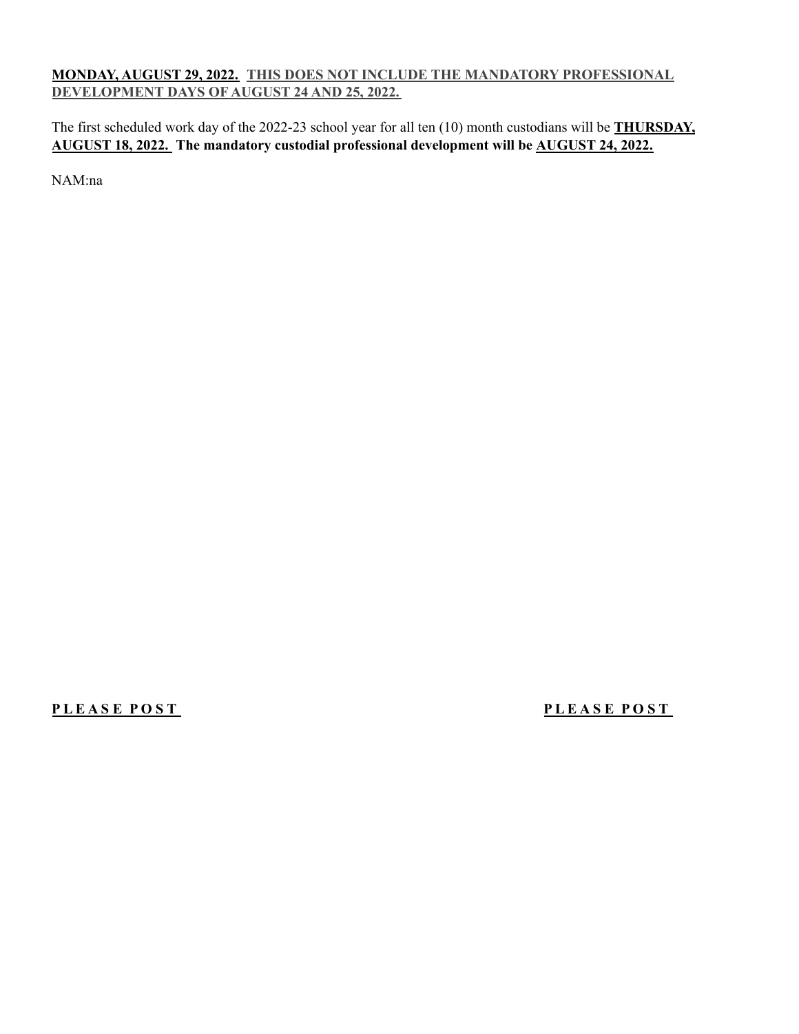**MONDAY, AUGUST 29, 2022. THIS DOES NOT INCLUDE THE MANDATORY PROFESSIONAL DEVELOPMENT DAYS OF AUGUST 24 AND 25, 2022.**

The first scheduled work day of the 2022-23 school year for all ten (10) month custodians will be **THURSDAY, AUGUST 18, 2022. The mandatory custodial professional development will be AUGUST 24, 2022.**

NAM:na

**P L E A S E P O S T** **P L E A S E P O S T**